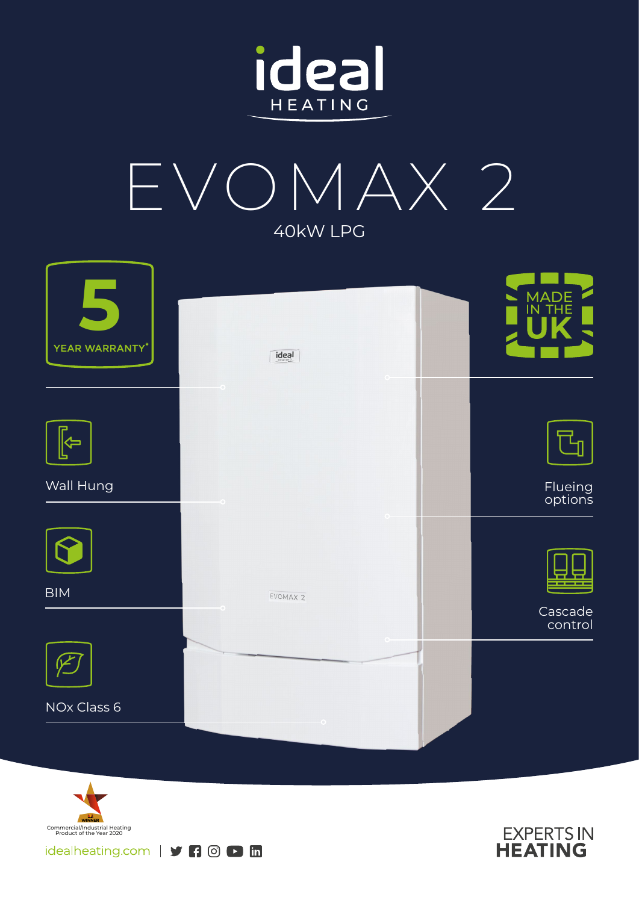ideal HEATING

# EVOMAX 2

## 40kW LPG

5 YEAR WARRANTY*

MADE IN THE UK

Wall Hung

Flueing options

BIM

Cascade control

NOx Class 6

WINNER Commercial/Industrial Heating Product of the Year 2020

idealheating.com

EXPERTS IN HEATING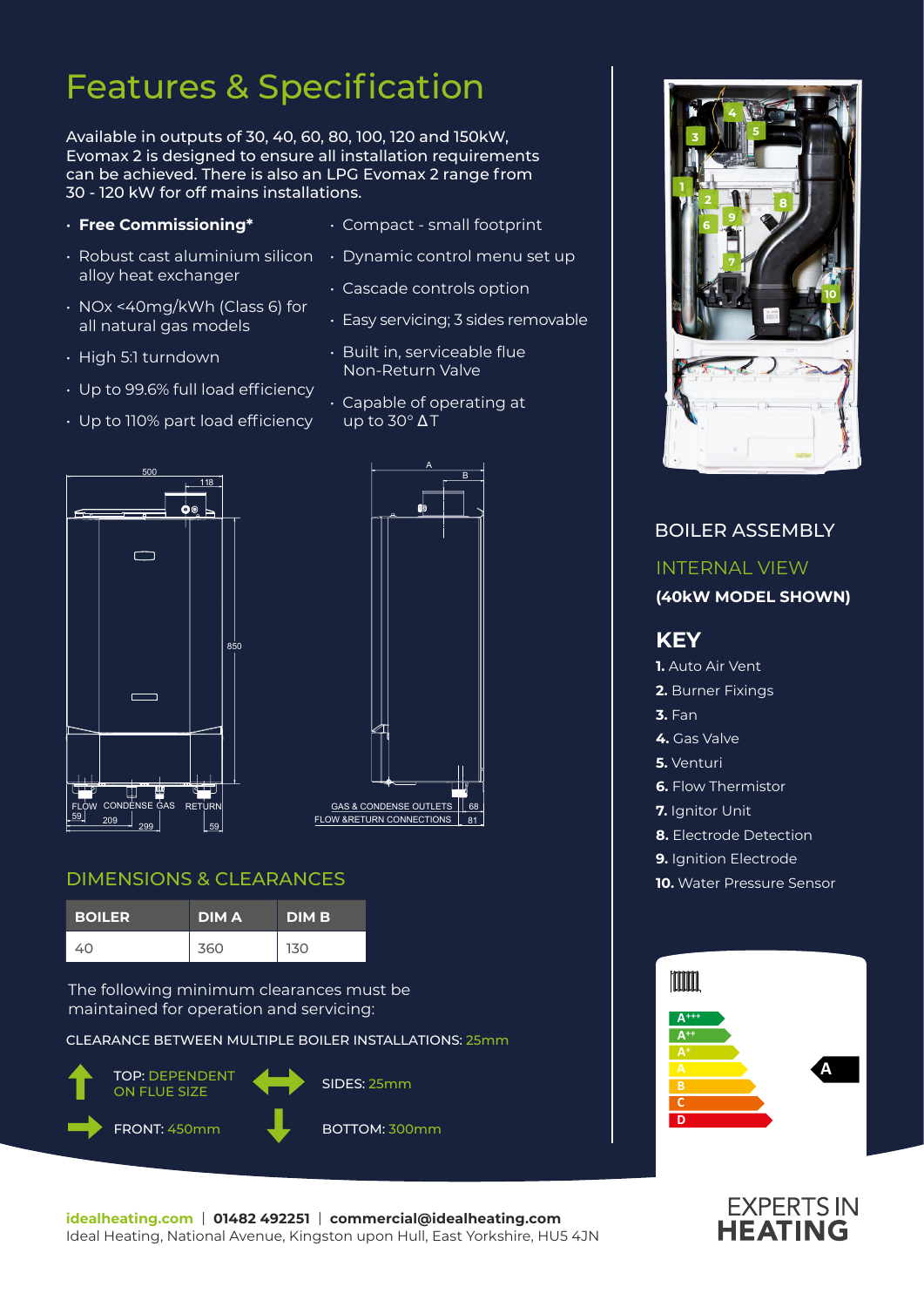# Features & Specification

Available in outputs of 30, 40, 60, 80, 100, 120 and 150kW, Evomax 2 is designed to ensure all installation requirements can be achieved. There is also an LPG Evomax 2 range from 30 - 120 kW for off mains installations.

- **Free Commissioning***
- Robust cast aluminium silicon alloy heat exchanger
- NOx <40mg/kWh (Class 6) for all natural gas models
- High 5:1 turndown
- Up to 99.6% full load efficiency
- Up to 110% part load efficiency
- Compact - small footprint
- Dynamic control menu set up
- Cascade controls option
- Easy servicing; 3 sides removable
- Built in, serviceable flue Non-Return Valve
- Capable of operating at up to 30° ΔT

500, 118, 850, FLOW, CONDENSE, GAS, RETURN, 59, 209, 299, 59

A, B, GAS & CONDENSE OUTLETS, FLOW &RETURN CONNECTIONS, 68, 81

## DIMENSIONS & CLEARANCES

| BOILER | DIM A | DIM B |
|---|---|---|
| 40 | 360 | 130 |

The following minimum clearances must be maintained for operation and servicing:

CLEARANCE BETWEEN MULTIPLE BOILER INSTALLATIONS: 25mm

TOP: DEPENDENT ON FLUE SIZE

SIDES: 25mm

FRONT: 450mm

BOTTOM: 300mm

## BOILER ASSEMBLY

INTERNAL VIEW

**(40kW MODEL SHOWN)**

### KEY

**1.** Auto Air Vent
**2.** Burner Fixings
**3.** Fan
**4.** Gas Valve
**5.** Venturi
**6.** Flow Thermistor
**7.** Ignitor Unit
**8.** Electrode Detection
**9.** Ignition Electrode
**10.** Water Pressure Sensor

A+++, A++, A+, A, B, C, D — A

**idealheating.com** | **01482 492251** | **commercial@idealheating.com**
Ideal Heating, National Avenue, Kingston upon Hull, East Yorkshire, HU5 4JN

EXPERTS IN HEATING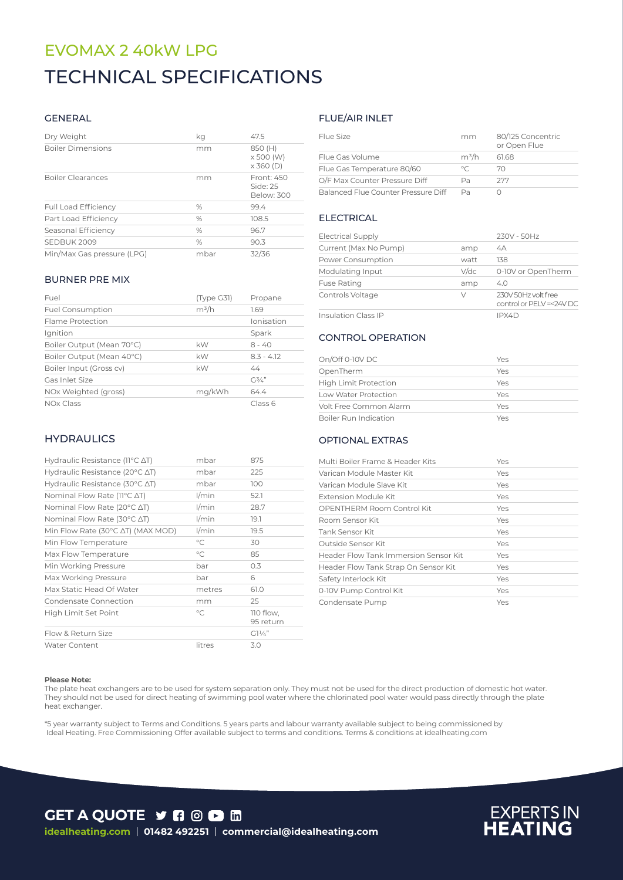# EVOMAX 2 40kW LPG

# TECHNICAL SPECIFICATIONS

## GENERAL

| | | |
|---|---|---|
| Dry Weight | kg | 47.5 |
| Boiler Dimensions | mm | 850 (H) x 500 (W) x 360 (D) |
| Boiler Clearances | mm | Front: 450 Side: 25 Below: 300 |
| Full Load Efficiency | % | 99.4 |
| Part Load Efficiency | % | 108.5 |
| Seasonal Efficiency | % | 96.7 |
| SEDBUK 2009 | % | 90.3 |
| Min/Max Gas pressure (LPG) | mbar | 32/36 |

## BURNER PRE MIX

| | | |
|---|---|---|
| Fuel | (Type G31) | Propane |
| Fuel Consumption | m³/h | 1.69 |
| Flame Protection | | Ionisation |
| Ignition | | Spark |
| Boiler Output (Mean 70°C) | kW | 8 - 40 |
| Boiler Output (Mean 40°C) | kW | 8.3 - 4.12 |
| Boiler Input (Gross cv) | kW | 44 |
| Gas Inlet Size | | G¾" |
| NOx Weighted (gross) | mg/kWh | 64.4 |
| NOx Class | | Class 6 |

## HYDRAULICS

| | | |
|---|---|---|
| Hydraulic Resistance (11°C ΔT) | mbar | 875 |
| Hydraulic Resistance (20°C ΔT) | mbar | 225 |
| Hydraulic Resistance (30°C ΔT) | mbar | 100 |
| Nominal Flow Rate (11°C ΔT) | l/min | 52.1 |
| Nominal Flow Rate (20°C ΔT) | l/min | 28.7 |
| Nominal Flow Rate (30°C ΔT) | l/min | 19.1 |
| Min Flow Rate (30°C ΔT) (MAX MOD) | l/min | 19.5 |
| Min Flow Temperature | °C | 30 |
| Max Flow Temperature | °C | 85 |
| Min Working Pressure | bar | 0.3 |
| Max Working Pressure | bar | 6 |
| Max Static Head Of Water | metres | 61.0 |
| Condensate Connection | mm | 25 |
| High Limit Set Point | °C | 110 flow, 95 return |
| Flow & Return Size | | G1¼" |
| Water Content | litres | 3.0 |

## FLUE/AIR INLET

| | | |
|---|---|---|
| Flue Size | mm | 80/125 Concentric or Open Flue |
| Flue Gas Volume | m³/h | 61.68 |
| Flue Gas Temperature 80/60 | °C | 70 |
| O/F Max Counter Pressure Diff | Pa | 277 |
| Balanced Flue Counter Pressure Diff | Pa | 0 |

## ELECTRICAL

| | | |
|---|---|---|
| Electrical Supply | | 230V - 50Hz |
| Current (Max No Pump) | amp | 4A |
| Power Consumption | watt | 138 |
| Modulating Input | V/dc | 0-10V or OpenTherm |
| Fuse Rating | amp | 4.0 |
| Controls Voltage | V | 230V 50Hz volt free control or PELV =<24V DC |
| Insulation Class IP | | IPX4D |

## CONTROL OPERATION

| | |
|---|---|
| On/Off 0-10V DC | Yes |
| OpenTherm | Yes |
| High Limit Protection | Yes |
| Low Water Protection | Yes |
| Volt Free Common Alarm | Yes |
| Boiler Run Indication | Yes |

## OPTIONAL EXTRAS

| | |
|---|---|
| Multi Boiler Frame & Header Kits | Yes |
| Varican Module Master Kit | Yes |
| Varican Module Slave Kit | Yes |
| Extension Module Kit | Yes |
| OPENTHERM Room Control Kit | Yes |
| Room Sensor Kit | Yes |
| Tank Sensor Kit | Yes |
| Outside Sensor Kit | Yes |
| Header Flow Tank Immersion Sensor Kit | Yes |
| Header Flow Tank Strap On Sensor Kit | Yes |
| Safety Interlock Kit | Yes |
| 0-10V Pump Control Kit | Yes |
| Condensate Pump | Yes |

**Please Note:**
The plate heat exchangers are to be used for system separation only. They must not be used for the direct production of domestic hot water. They should not be used for direct heating of swimming pool water where the chlorinated pool water would pass directly through the plate heat exchanger.

*5 year warranty subject to Terms and Conditions. 5 years parts and labour warranty available subject to being commissioned by Ideal Heating. Free Commissioning Offer available subject to terms and conditions. Terms & conditions at idealheating.com

**GET A QUOTE**

**idealheating.com** | **01482 492251** | **commercial@idealheating.com**

EXPERTS IN **HEATING**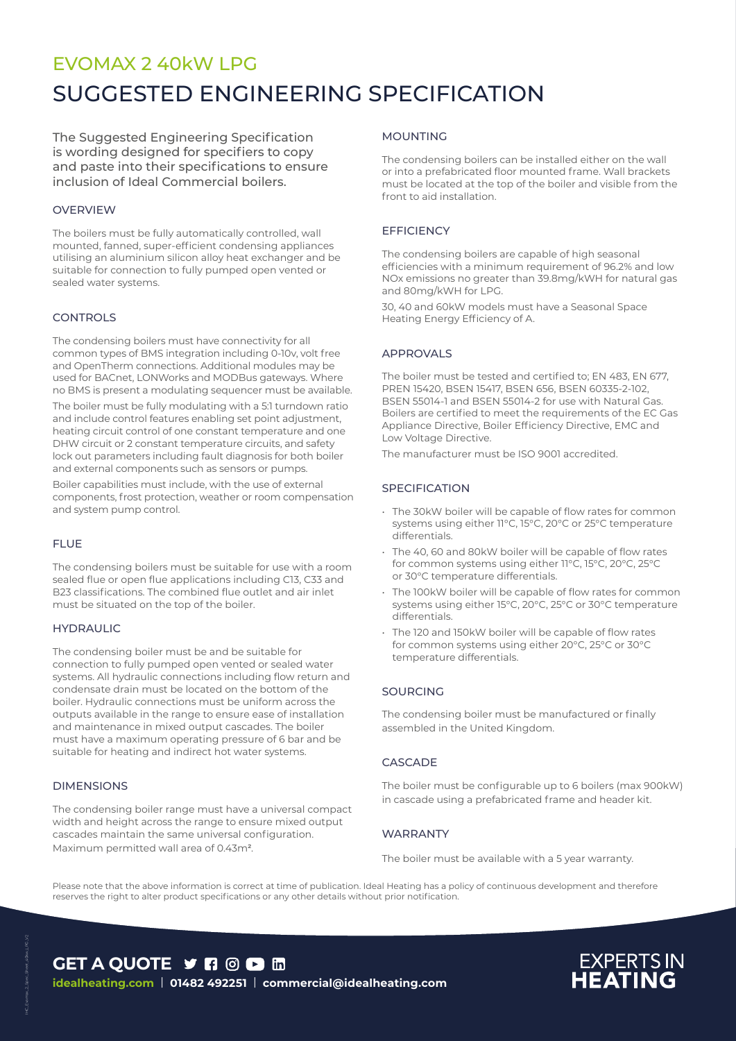# EVOMAX 2 40kW LPG

# SUGGESTED ENGINEERING SPECIFICATION

The Suggested Engineering Specification is wording designed for specifiers to copy and paste into their specifications to ensure inclusion of Ideal Commercial boilers.

## OVERVIEW

The boilers must be fully automatically controlled, wall mounted, fanned, super-efficient condensing appliances utilising an aluminium silicon alloy heat exchanger and be suitable for connection to fully pumped open vented or sealed water systems.

## CONTROLS

The condensing boilers must have connectivity for all common types of BMS integration including 0-10v, volt free and OpenTherm connections. Additional modules may be used for BACnet, LONWorks and MODBus gateways. Where no BMS is present a modulating sequencer must be available.

The boiler must be fully modulating with a 5:1 turndown ratio and include control features enabling set point adjustment, heating circuit control of one constant temperature and one DHW circuit or 2 constant temperature circuits, and safety lock out parameters including fault diagnosis for both boiler and external components such as sensors or pumps.

Boiler capabilities must include, with the use of external components, frost protection, weather or room compensation and system pump control.

## FLUE

The condensing boilers must be suitable for use with a room sealed flue or open flue applications including C13, C33 and B23 classifications. The combined flue outlet and air inlet must be situated on the top of the boiler.

## HYDRAULIC

The condensing boiler must be and be suitable for connection to fully pumped open vented or sealed water systems. All hydraulic connections including flow return and condensate drain must be located on the bottom of the boiler. Hydraulic connections must be uniform across the outputs available in the range to ensure ease of installation and maintenance in mixed output cascades. The boiler must have a maximum operating pressure of 6 bar and be suitable for heating and indirect hot water systems.

## DIMENSIONS

The condensing boiler range must have a universal compact width and height across the range to ensure mixed output cascades maintain the same universal configuration. Maximum permitted wall area of 0.43m².

## MOUNTING

The condensing boilers can be installed either on the wall or into a prefabricated floor mounted frame. Wall brackets must be located at the top of the boiler and visible from the front to aid installation.

## EFFICIENCY

The condensing boilers are capable of high seasonal efficiencies with a minimum requirement of 96.2% and low NOx emissions no greater than 39.8mg/kWH for natural gas and 80mg/kWH for LPG.

30, 40 and 60kW models must have a Seasonal Space Heating Energy Efficiency of A.

## APPROVALS

The boiler must be tested and certified to; EN 483, EN 677, PREN 15420, BSEN 15417, BSEN 656, BSEN 60335-2-102, BSEN 55014-1 and BSEN 55014-2 for use with Natural Gas. Boilers are certified to meet the requirements of the EC Gas Appliance Directive, Boiler Efficiency Directive, EMC and Low Voltage Directive.

The manufacturer must be ISO 9001 accredited.

## SPECIFICATION

- The 30kW boiler will be capable of flow rates for common systems using either 11°C, 15°C, 20°C or 25°C temperature differentials.
- The 40, 60 and 80kW boiler will be capable of flow rates for common systems using either 11°C, 15°C, 20°C, 25°C or 30°C temperature differentials.
- The 100kW boiler will be capable of flow rates for common systems using either 15°C, 20°C, 25°C or 30°C temperature differentials.
- The 120 and 150kW boiler will be capable of flow rates for common systems using either 20°C, 25°C or 30°C temperature differentials.

## SOURCING

The condensing boiler must be manufactured or finally assembled in the United Kingdom.

## CASCADE

The boiler must be configurable up to 6 boilers (max 900kW) in cascade using a prefabricated frame and header kit.

## WARRANTY

The boiler must be available with a 5 year warranty.

Please note that the above information is correct at time of publication. Ideal Heating has a policy of continuous development and therefore reserves the right to alter product specifications or any other details without prior notification.

**GET A QUOTE**

**idealheating.com** | **01482 492251** | **commercial@idealheating.com**

EXPERTS IN **HEATING**